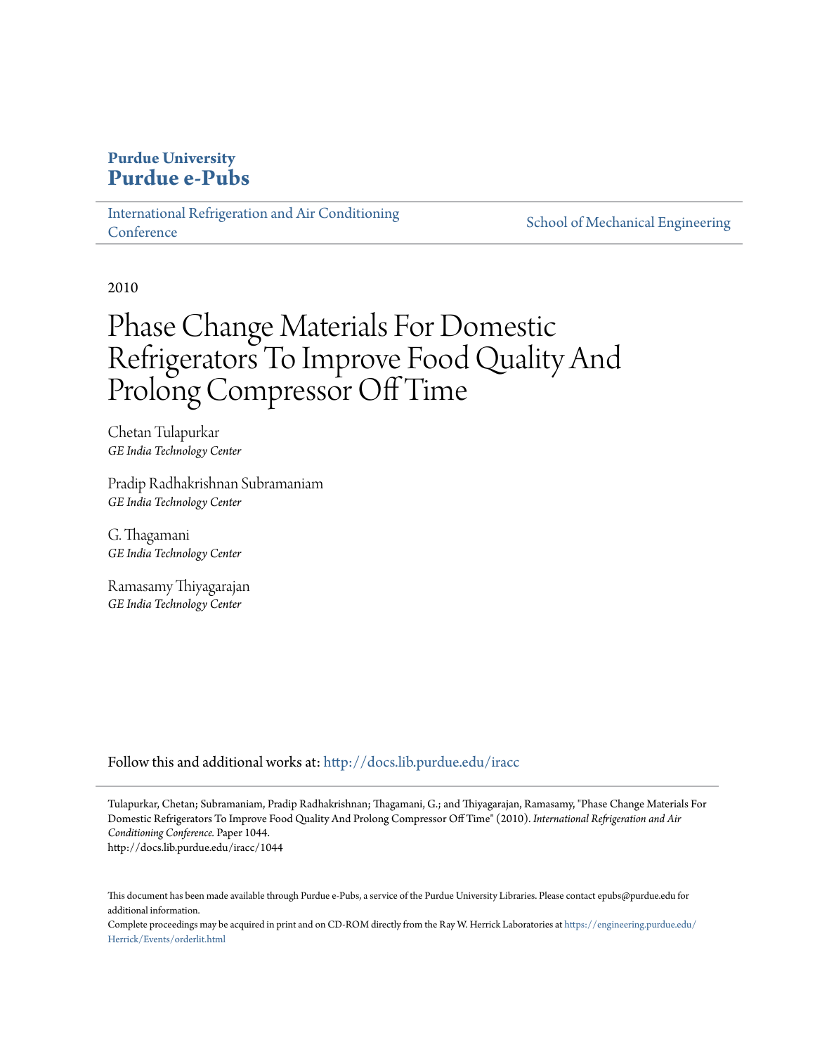**Purdue University**
**Purdue e-Pubs**

International Refrigeration and Air Conditioning Conference | School of Mechanical Engineering

2010

# Phase Change Materials For Domestic Refrigerators To Improve Food Quality And Prolong Compressor Off Time

Chetan Tulapurkar
*GE India Technology Center*

Pradip Radhakrishnan Subramaniam
*GE India Technology Center*

G. Thagamani
*GE India Technology Center*

Ramasamy Thiyagarajan
*GE India Technology Center*

Follow this and additional works at: http://docs.lib.purdue.edu/iracc

Tulapurkar, Chetan; Subramaniam, Pradip Radhakrishnan; Thagamani, G.; and Thiyagarajan, Ramasamy, "Phase Change Materials For Domestic Refrigerators To Improve Food Quality And Prolong Compressor Off Time" (2010). *International Refrigeration and Air Conditioning Conference.* Paper 1044.
http://docs.lib.purdue.edu/iracc/1044

This document has been made available through Purdue e-Pubs, a service of the Purdue University Libraries. Please contact epubs@purdue.edu for additional information.
Complete proceedings may be acquired in print and on CD-ROM directly from the Ray W. Herrick Laboratories at https://engineering.purdue.edu/Herrick/Events/orderlit.html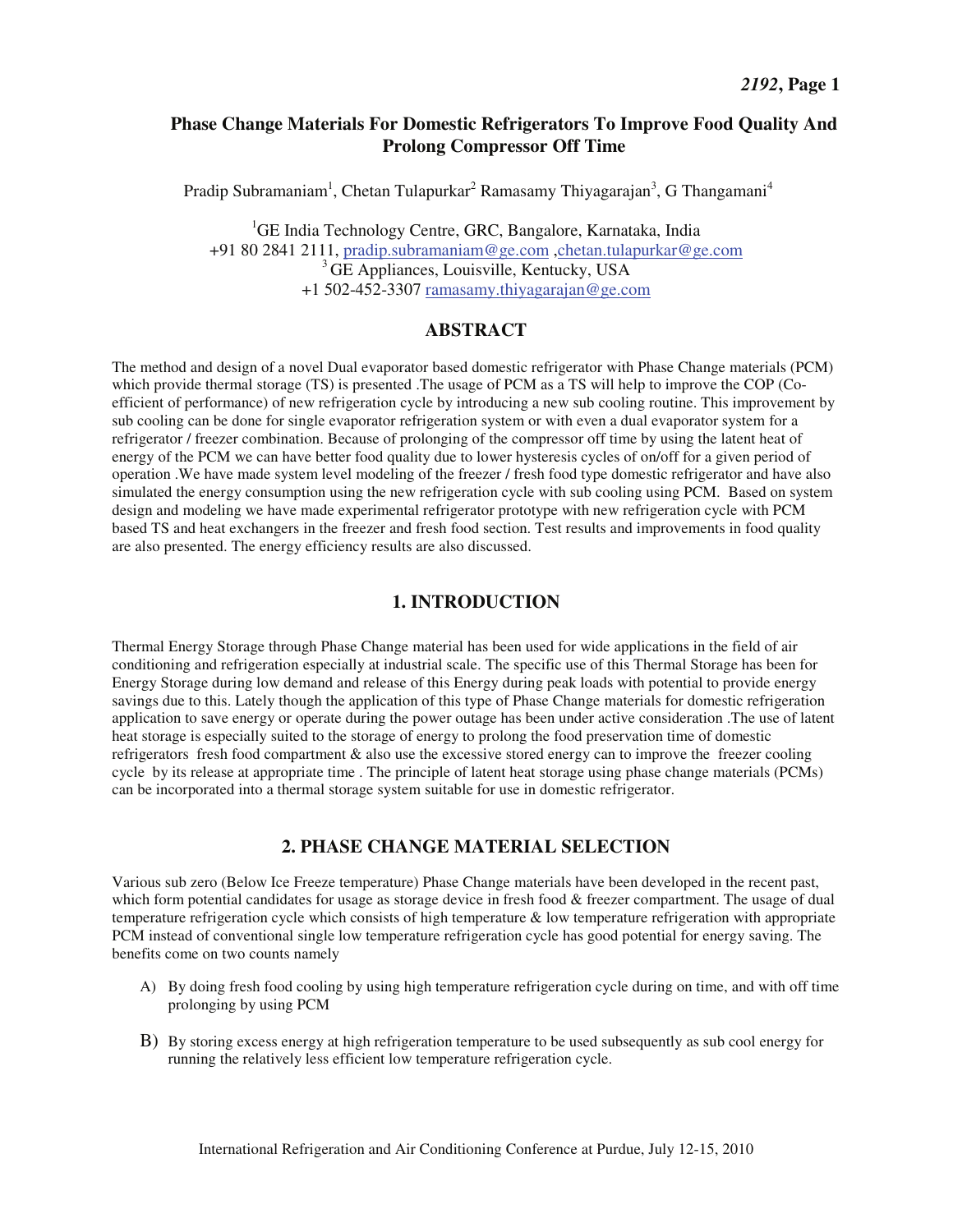# Phase Change Materials For Domestic Refrigerators To Improve Food Quality And Prolong Compressor Off Time

Pradip Subramaniam[1], Chetan Tulapurkar[2] Ramasamy Thiyagarajan[3], G Thangamani[4]

[1]GE India Technology Centre, GRC, Bangalore, Karnataka, India
+91 80 2841 2111, pradip.subramaniam@ge.com ,chetan.tulapurkar@ge.com
[3] GE Appliances, Louisville, Kentucky, USA
+1 502-452-3307 ramasamy.thiyagarajan@ge.com

## ABSTRACT

The method and design of a novel Dual evaporator based domestic refrigerator with Phase Change materials (PCM) which provide thermal storage (TS) is presented .The usage of PCM as a TS will help to improve the COP (Co-efficient of performance) of new refrigeration cycle by introducing a new sub cooling routine. This improvement by sub cooling can be done for single evaporator refrigeration system or with even a dual evaporator system for a refrigerator / freezer combination. Because of prolonging of the compressor off time by using the latent heat of energy of the PCM we can have better food quality due to lower hysteresis cycles of on/off for a given period of operation .We have made system level modeling of the freezer / fresh food type domestic refrigerator and have also simulated the energy consumption using the new refrigeration cycle with sub cooling using PCM. Based on system design and modeling we have made experimental refrigerator prototype with new refrigeration cycle with PCM based TS and heat exchangers in the freezer and fresh food section. Test results and improvements in food quality are also presented. The energy efficiency results are also discussed.

## 1. INTRODUCTION

Thermal Energy Storage through Phase Change material has been used for wide applications in the field of air conditioning and refrigeration especially at industrial scale. The specific use of this Thermal Storage has been for Energy Storage during low demand and release of this Energy during peak loads with potential to provide energy savings due to this. Lately though the application of this type of Phase Change materials for domestic refrigeration application to save energy or operate during the power outage has been under active consideration .The use of latent heat storage is especially suited to the storage of energy to prolong the food preservation time of domestic refrigerators fresh food compartment & also use the excessive stored energy can to improve the freezer cooling cycle by its release at appropriate time . The principle of latent heat storage using phase change materials (PCMs) can be incorporated into a thermal storage system suitable for use in domestic refrigerator.

## 2. PHASE CHANGE MATERIAL SELECTION

Various sub zero (Below Ice Freeze temperature) Phase Change materials have been developed in the recent past, which form potential candidates for usage as storage device in fresh food & freezer compartment. The usage of dual temperature refrigeration cycle which consists of high temperature & low temperature refrigeration with appropriate PCM instead of conventional single low temperature refrigeration cycle has good potential for energy saving. The benefits come on two counts namely

A) By doing fresh food cooling by using high temperature refrigeration cycle during on time, and with off time prolonging by using PCM

B) By storing excess energy at high refrigeration temperature to be used subsequently as sub cool energy for running the relatively less efficient low temperature refrigeration cycle.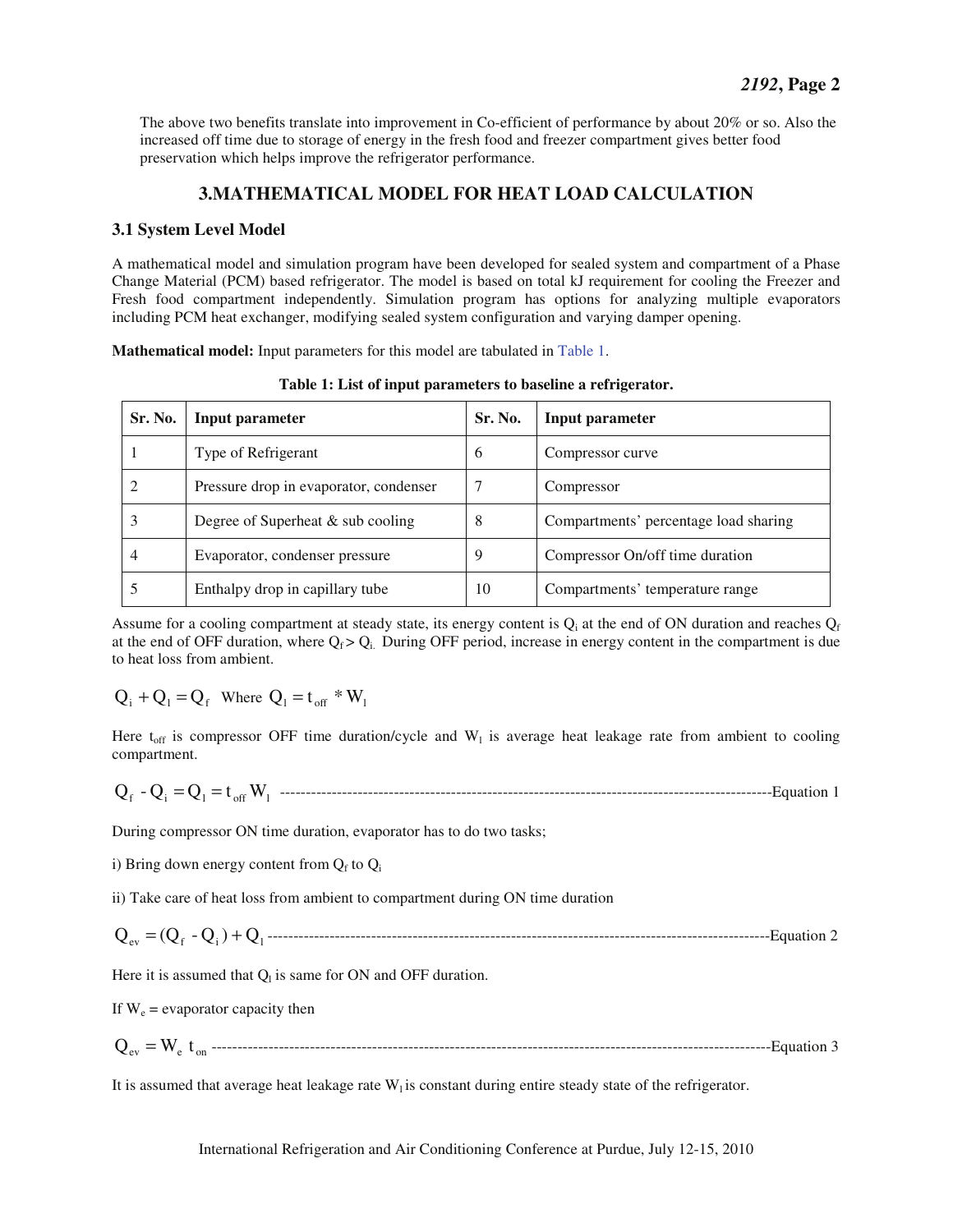The above two benefits translate into improvement in Co-efficient of performance by about 20% or so. Also the increased off time due to storage of energy in the fresh food and freezer compartment gives better food preservation which helps improve the refrigerator performance.

## 3.MATHEMATICAL MODEL FOR HEAT LOAD CALCULATION

### 3.1 System Level Model

A mathematical model and simulation program have been developed for sealed system and compartment of a Phase Change Material (PCM) based refrigerator. The model is based on total kJ requirement for cooling the Freezer and Fresh food compartment independently. Simulation program has options for analyzing multiple evaporators including PCM heat exchanger, modifying sealed system configuration and varying damper opening.

**Mathematical model:** Input parameters for this model are tabulated in Table 1.

**Table 1: List of input parameters to baseline a refrigerator.**

| Sr. No. | Input parameter | Sr. No. | Input parameter |
|---|---|---|---|
| 1 | Type of Refrigerant | 6 | Compressor curve |
| 2 | Pressure drop in evaporator, condenser | 7 | Compressor |
| 3 | Degree of Superheat & sub cooling | 8 | Compartments' percentage load sharing |
| 4 | Evaporator, condenser pressure | 9 | Compressor On/off time duration |
| 5 | Enthalpy drop in capillary tube | 10 | Compartments' temperature range |

Assume for a cooling compartment at steady state, its energy content is $Q_i$ at the end of ON duration and reaches $Q_f$ at the end of OFF duration, where $Q_f > Q_i$. During OFF period, increase in energy content in the compartment is due to heat loss from ambient.

$$Q_i + Q_l = Q_f \quad \text{Where } Q_l = t_{off} * W_l$$

Here $t_{off}$ is compressor OFF time duration/cycle and $W_l$ is average heat leakage rate from ambient to cooling compartment.

$$Q_f - Q_i = Q_l = t_{off} W_l \quad \text{------Equation 1}$$

During compressor ON time duration, evaporator has to do two tasks;

i) Bring down energy content from $Q_f$ to $Q_i$

ii) Take care of heat loss from ambient to compartment during ON time duration

$$Q_{ev} = (Q_f - Q_i) + Q_l \quad \text{------Equation 2}$$

Here it is assumed that $Q_l$ is same for ON and OFF duration.

If $W_e$ = evaporator capacity then

$$Q_{ev} = W_e \, t_{on} \quad \text{------Equation 3}$$

It is assumed that average heat leakage rate $W_l$ is constant during entire steady state of the refrigerator.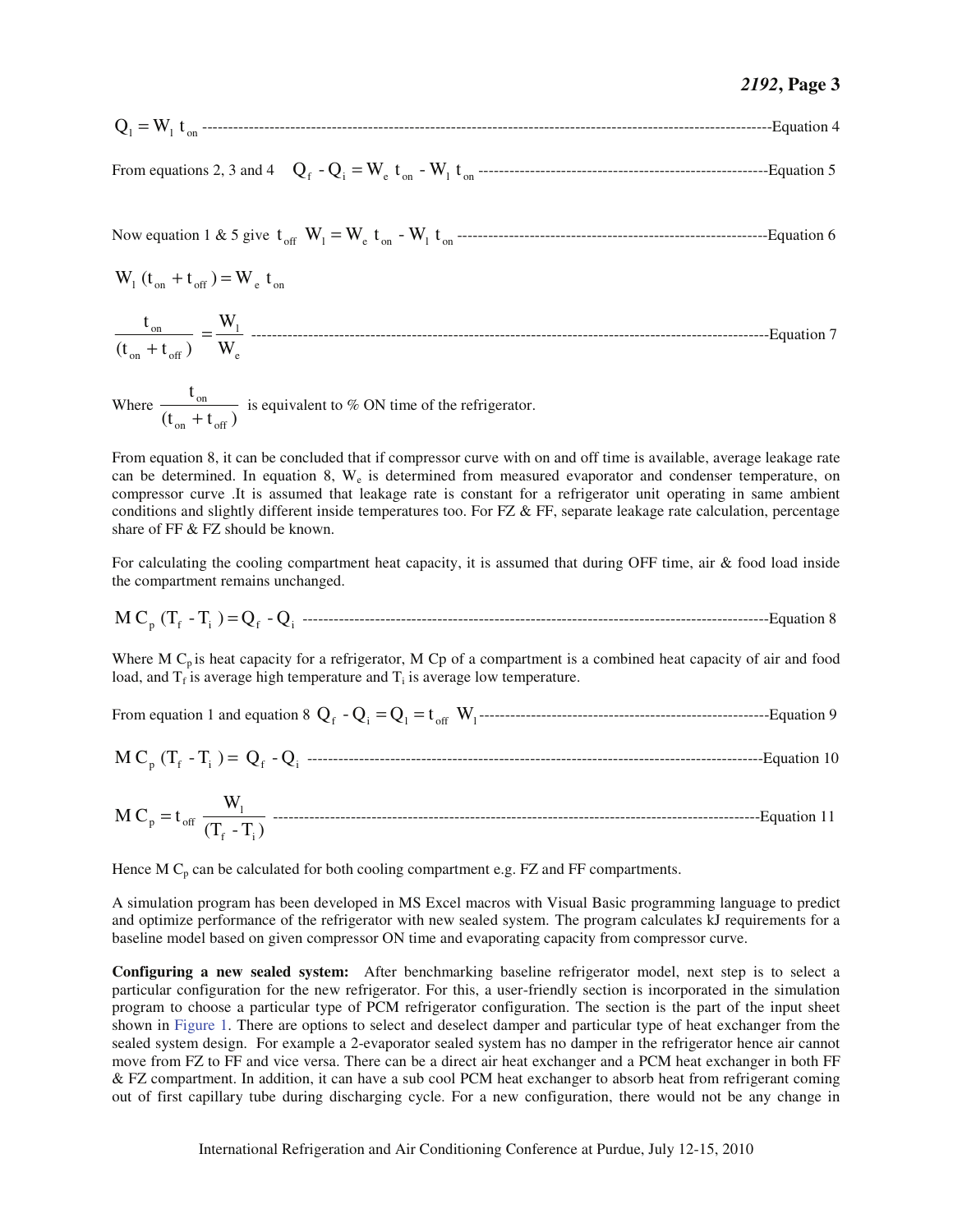$$Q_l = W_l \ t_{on} \quad \text{(Equation 4)}$$

From equations 2, 3 and 4 $\quad Q_f - Q_i = W_e \ t_{on} - W_l \ t_{on}$ (Equation 5)

Now equation 1 & 5 give $t_{off} \ W_l = W_e \ t_{on} - W_l \ t_{on}$ (Equation 6)

$$W_l \ (t_{on} + t_{off}) = W_e \ t_{on}$$

$$\frac{t_{on}}{(t_{on} + t_{off})} = \frac{W_l}{W_e} \quad \text{(Equation 7)}$$

Where $\frac{t_{on}}{(t_{on} + t_{off})}$ is equivalent to % ON time of the refrigerator.

From equation 8, it can be concluded that if compressor curve with on and off time is available, average leakage rate can be determined. In equation 8, $W_e$ is determined from measured evaporator and condenser temperature, on compressor curve .It is assumed that leakage rate is constant for a refrigerator unit operating in same ambient conditions and slightly different inside temperatures too. For FZ & FF, separate leakage rate calculation, percentage share of FF & FZ should be known.

For calculating the cooling compartment heat capacity, it is assumed that during OFF time, air & food load inside the compartment remains unchanged.

$$M \ C_p \ (T_f - T_i) = Q_f - Q_i \quad \text{(Equation 8)}$$

Where $M \ C_p$ is heat capacity for a refrigerator, $M \ Cp$ of a compartment is a combined heat capacity of air and food load, and $T_f$ is average high temperature and $T_i$ is average low temperature.

From equation 1 and equation 8 $Q_f - Q_i = Q_l = t_{off} \ W_l$ (Equation 9)

$$M \ C_p \ (T_f - T_i) = Q_f - Q_i \quad \text{(Equation 10)}$$

$$M \ C_p = t_{off} \ \frac{W_l}{(T_f - T_i)} \quad \text{(Equation 11)}$$

Hence $M \ C_p$ can be calculated for both cooling compartment e.g. FZ and FF compartments.

A simulation program has been developed in MS Excel macros with Visual Basic programming language to predict and optimize performance of the refrigerator with new sealed system. The program calculates kJ requirements for a baseline model based on given compressor ON time and evaporating capacity from compressor curve.

**Configuring a new sealed system:** After benchmarking baseline refrigerator model, next step is to select a particular configuration for the new refrigerator. For this, a user-friendly section is incorporated in the simulation program to choose a particular type of PCM refrigerator configuration. The section is the part of the input sheet shown in Figure 1. There are options to select and deselect damper and particular type of heat exchanger from the sealed system design. For example a 2-evaporator sealed system has no damper in the refrigerator hence air cannot move from FZ to FF and vice versa. There can be a direct air heat exchanger and a PCM heat exchanger in both FF & FZ compartment. In addition, it can have a sub cool PCM heat exchanger to absorb heat from refrigerant coming out of first capillary tube during discharging cycle. For a new configuration, there would not be any change in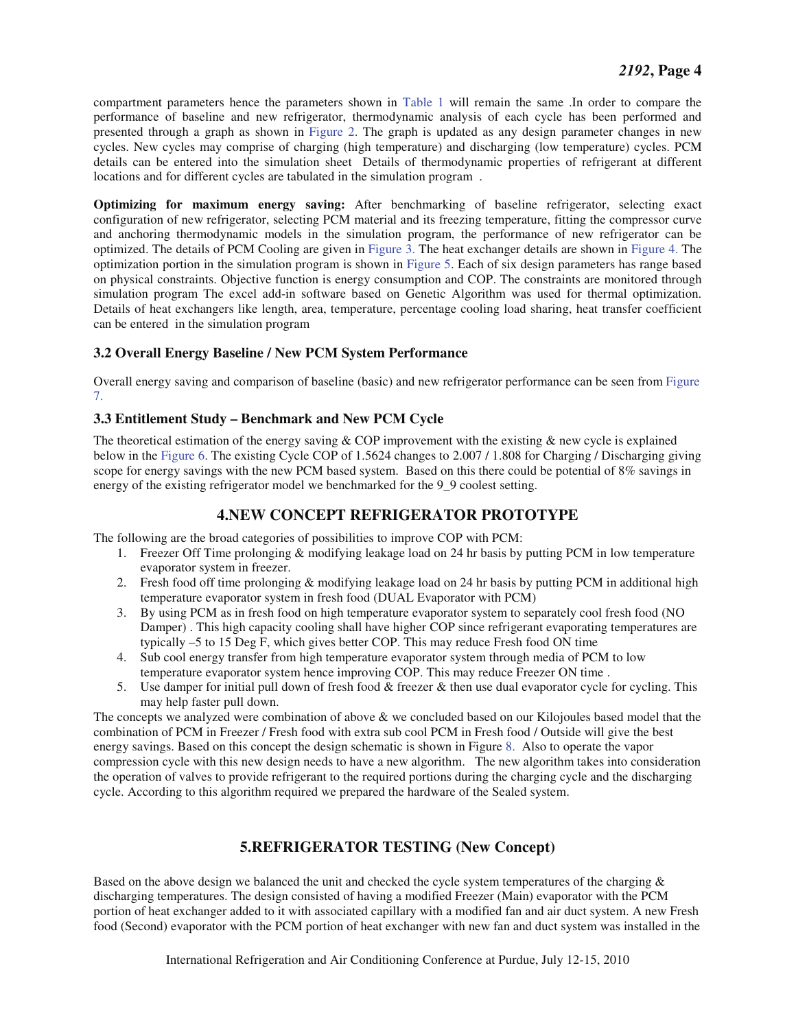compartment parameters hence the parameters shown in Table 1 will remain the same .In order to compare the performance of baseline and new refrigerator, thermodynamic analysis of each cycle has been performed and presented through a graph as shown in Figure 2. The graph is updated as any design parameter changes in new cycles. New cycles may comprise of charging (high temperature) and discharging (low temperature) cycles. PCM details can be entered into the simulation sheet Details of thermodynamic properties of refrigerant at different locations and for different cycles are tabulated in the simulation program .

**Optimizing for maximum energy saving:** After benchmarking of baseline refrigerator, selecting exact configuration of new refrigerator, selecting PCM material and its freezing temperature, fitting the compressor curve and anchoring thermodynamic models in the simulation program, the performance of new refrigerator can be optimized. The details of PCM Cooling are given in Figure 3. The heat exchanger details are shown in Figure 4. The optimization portion in the simulation program is shown in Figure 5. Each of six design parameters has range based on physical constraints. Objective function is energy consumption and COP. The constraints are monitored through simulation program The excel add-in software based on Genetic Algorithm was used for thermal optimization. Details of heat exchangers like length, area, temperature, percentage cooling load sharing, heat transfer coefficient can be entered in the simulation program

### 3.2 Overall Energy Baseline / New PCM System Performance

Overall energy saving and comparison of baseline (basic) and new refrigerator performance can be seen from Figure 7.

### 3.3 Entitlement Study – Benchmark and New PCM Cycle

The theoretical estimation of the energy saving & COP improvement with the existing & new cycle is explained below in the Figure 6. The existing Cycle COP of 1.5624 changes to 2.007 / 1.808 for Charging / Discharging giving scope for energy savings with the new PCM based system. Based on this there could be potential of 8% savings in energy of the existing refrigerator model we benchmarked for the 9_9 coolest setting.

## 4.NEW CONCEPT REFRIGERATOR PROTOTYPE

The following are the broad categories of possibilities to improve COP with PCM:

1. Freezer Off Time prolonging & modifying leakage load on 24 hr basis by putting PCM in low temperature evaporator system in freezer.
2. Fresh food off time prolonging & modifying leakage load on 24 hr basis by putting PCM in additional high temperature evaporator system in fresh food (DUAL Evaporator with PCM)
3. By using PCM as in fresh food on high temperature evaporator system to separately cool fresh food (NO Damper) . This high capacity cooling shall have higher COP since refrigerant evaporating temperatures are typically –5 to 15 Deg F, which gives better COP. This may reduce Fresh food ON time
4. Sub cool energy transfer from high temperature evaporator system through media of PCM to low temperature evaporator system hence improving COP. This may reduce Freezer ON time .
5. Use damper for initial pull down of fresh food & freezer & then use dual evaporator cycle for cycling. This may help faster pull down.

The concepts we analyzed were combination of above & we concluded based on our Kilojoules based model that the combination of PCM in Freezer / Fresh food with extra sub cool PCM in Fresh food / Outside will give the best energy savings. Based on this concept the design schematic is shown in Figure 8. Also to operate the vapor compression cycle with this new design needs to have a new algorithm. The new algorithm takes into consideration the operation of valves to provide refrigerant to the required portions during the charging cycle and the discharging cycle. According to this algorithm required we prepared the hardware of the Sealed system.

## 5.REFRIGERATOR TESTING (New Concept)

Based on the above design we balanced the unit and checked the cycle system temperatures of the charging & discharging temperatures. The design consisted of having a modified Freezer (Main) evaporator with the PCM portion of heat exchanger added to it with associated capillary with a modified fan and air duct system. A new Fresh food (Second) evaporator with the PCM portion of heat exchanger with new fan and duct system was installed in the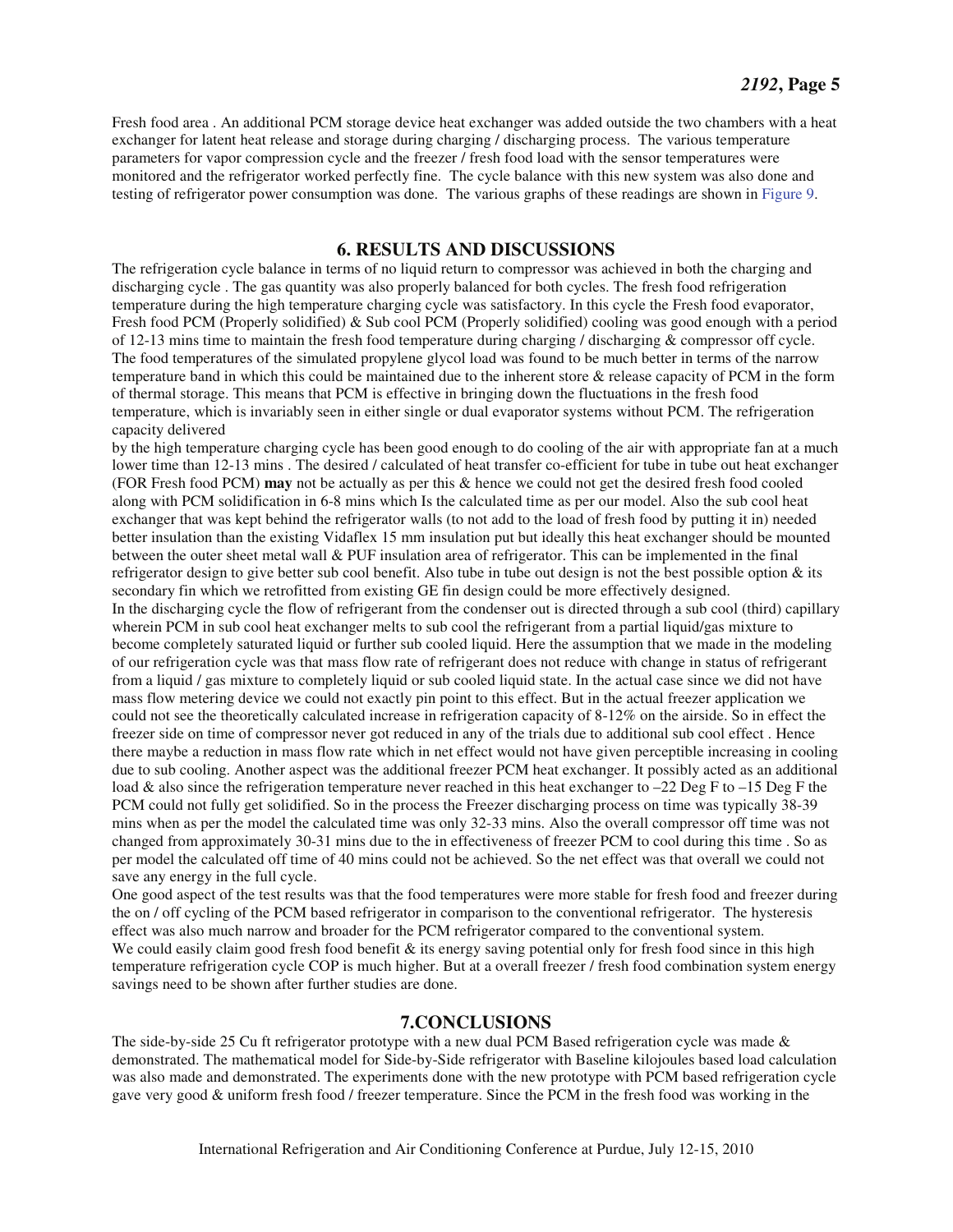Fresh food area . An additional PCM storage device heat exchanger was added outside the two chambers with a heat exchanger for latent heat release and storage during charging / discharging process. The various temperature parameters for vapor compression cycle and the freezer / fresh food load with the sensor temperatures were monitored and the refrigerator worked perfectly fine. The cycle balance with this new system was also done and testing of refrigerator power consumption was done. The various graphs of these readings are shown in Figure 9.

## 6. RESULTS AND DISCUSSIONS

The refrigeration cycle balance in terms of no liquid return to compressor was achieved in both the charging and discharging cycle . The gas quantity was also properly balanced for both cycles. The fresh food refrigeration temperature during the high temperature charging cycle was satisfactory. In this cycle the Fresh food evaporator, Fresh food PCM (Properly solidified) & Sub cool PCM (Properly solidified) cooling was good enough with a period of 12-13 mins time to maintain the fresh food temperature during charging / discharging & compressor off cycle. The food temperatures of the simulated propylene glycol load was found to be much better in terms of the narrow temperature band in which this could be maintained due to the inherent store & release capacity of PCM in the form of thermal storage. This means that PCM is effective in bringing down the fluctuations in the fresh food temperature, which is invariably seen in either single or dual evaporator systems without PCM. The refrigeration capacity delivered

by the high temperature charging cycle has been good enough to do cooling of the air with appropriate fan at a much lower time than 12-13 mins . The desired / calculated of heat transfer co-efficient for tube in tube out heat exchanger (FOR Fresh food PCM) **may** not be actually as per this & hence we could not get the desired fresh food cooled along with PCM solidification in 6-8 mins which Is the calculated time as per our model. Also the sub cool heat exchanger that was kept behind the refrigerator walls (to not add to the load of fresh food by putting it in) needed better insulation than the existing Vidaflex 15 mm insulation put but ideally this heat exchanger should be mounted between the outer sheet metal wall & PUF insulation area of refrigerator. This can be implemented in the final refrigerator design to give better sub cool benefit. Also tube in tube out design is not the best possible option & its secondary fin which we retrofitted from existing GE fin design could be more effectively designed.

In the discharging cycle the flow of refrigerant from the condenser out is directed through a sub cool (third) capillary wherein PCM in sub cool heat exchanger melts to sub cool the refrigerant from a partial liquid/gas mixture to become completely saturated liquid or further sub cooled liquid. Here the assumption that we made in the modeling of our refrigeration cycle was that mass flow rate of refrigerant does not reduce with change in status of refrigerant from a liquid / gas mixture to completely liquid or sub cooled liquid state. In the actual case since we did not have mass flow metering device we could not exactly pin point to this effect. But in the actual freezer application we could not see the theoretically calculated increase in refrigeration capacity of 8-12% on the airside. So in effect the freezer side on time of compressor never got reduced in any of the trials due to additional sub cool effect . Hence there maybe a reduction in mass flow rate which in net effect would not have given perceptible increasing in cooling due to sub cooling. Another aspect was the additional freezer PCM heat exchanger. It possibly acted as an additional load & also since the refrigeration temperature never reached in this heat exchanger to –22 Deg F to –15 Deg F the PCM could not fully get solidified. So in the process the Freezer discharging process on time was typically 38-39 mins when as per the model the calculated time was only 32-33 mins. Also the overall compressor off time was not changed from approximately 30-31 mins due to the in effectiveness of freezer PCM to cool during this time . So as per model the calculated off time of 40 mins could not be achieved. So the net effect was that overall we could not save any energy in the full cycle.

One good aspect of the test results was that the food temperatures were more stable for fresh food and freezer during the on / off cycling of the PCM based refrigerator in comparison to the conventional refrigerator. The hysteresis effect was also much narrow and broader for the PCM refrigerator compared to the conventional system.

We could easily claim good fresh food benefit & its energy saving potential only for fresh food since in this high temperature refrigeration cycle COP is much higher. But at a overall freezer / fresh food combination system energy savings need to be shown after further studies are done.

## 7.CONCLUSIONS

The side-by-side 25 Cu ft refrigerator prototype with a new dual PCM Based refrigeration cycle was made & demonstrated. The mathematical model for Side-by-Side refrigerator with Baseline kilojoules based load calculation was also made and demonstrated. The experiments done with the new prototype with PCM based refrigeration cycle gave very good & uniform fresh food / freezer temperature. Since the PCM in the fresh food was working in the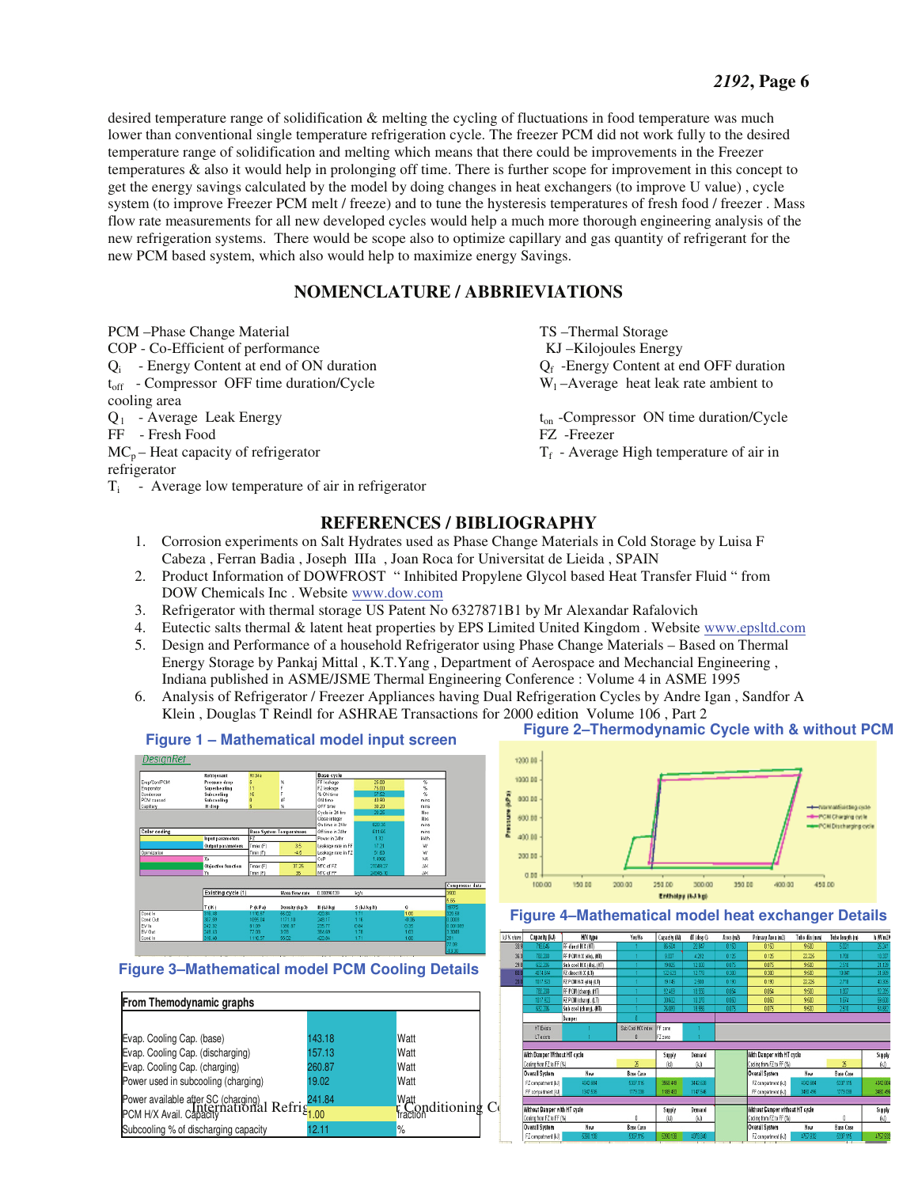desired temperature range of solidification & melting the cycling of fluctuations in food temperature was much lower than conventional single temperature refrigeration cycle. The freezer PCM did not work fully to the desired temperature range of solidification and melting which means that there could be improvements in the Freezer temperatures & also it would help in prolonging off time. There is further scope for improvement in this concept to get the energy savings calculated by the model by doing changes in heat exchangers (to improve U value) , cycle system (to improve Freezer PCM melt / freeze) and to tune the hysteresis temperatures of fresh food / freezer . Mass flow rate measurements for all new developed cycles would help a much more thorough engineering analysis of the new refrigeration systems. There would be scope also to optimize capillary and gas quantity of refrigerant for the new PCM based system, which also would help to maximize energy Savings.

## NOMENCLATURE / ABBRIEVIATIONS

PCM –Phase Change Material
COP - Co-Efficient of performance
$Q_i$ - Energy Content at end of ON duration
$t_{off}$ - Compressor OFF time duration/Cycle
$Q_1$ - Average Leak Energy
FF - Fresh Food
$MC_p$ – Heat capacity of refrigerator
$T_i$ - Average low temperature of air in refrigerator
TS –Thermal Storage
KJ –Kilojoules Energy
$Q_f$ -Energy Content at end OFF duration
$W_l$ –Average heat leak rate ambient to cooling area
$t_{on}$ -Compressor ON time duration/Cycle
FZ -Freezer
$T_f$ - Average High temperature of air in refrigerator

## REFERENCES / BIBLIOGRAPHY

1. Corrosion experiments on Salt Hydrates used as Phase Change Materials in Cold Storage by Luisa F Cabeza , Ferran Badia , Joseph IIIa , Joan Roca for Universitat de Lieida , SPAIN
2. Product Information of DOWFROST " Inhibited Propylene Glycol based Heat Transfer Fluid " from DOW Chemicals Inc . Website www.dow.com
3. Refrigerator with thermal storage US Patent No 6327871B1 by Mr Alexandar Rafalovich
4. Eutectic salts thermal & latent heat properties by EPS Limited United Kingdom . Website www.epsltd.com
5. Design and Performance of a household Refrigerator using Phase Change Materials – Based on Thermal Energy Storage by Pankaj Mittal , K.T.Yang , Department of Aerospace and Mechancial Engineering , Indiana published in ASME/JSME Thermal Engineering Conference : Volume 4 in ASME 1995
6. Analysis of Refrigerator / Freezer Appliances having Dual Refrigeration Cycles by Andre Igan , Sandfor A Klein , Douglas T Reindl for ASHRAE Transactions for 2000 edition Volume 106 , Part 2

**Figure 1 – Mathematical model input screen**

**Figure 2–Thermodynamic Cycle with & without PCM**

**Figure 3–Mathematical model PCM Cooling Details**

| From Thermodynamic graphs | | |
|---|---|---|
| Evap. Cooling Cap. (base) | 143.18 | Watt |
| Evap. Cooling Cap. (discharging) | 157.13 | Watt |
| Evap. Cooling Cap. (charging) | 260.87 | Watt |
| Power used in subcooling (charging) | 19.02 | Watt |
| Power available after SC (charging) | 241.84 | Watt |
| PCM H/X Avail. Capacity | 1.00 | fraction |
| Subcooling % of discharging capacity | 12.11 | % |

**Figure 4–Mathematical model heat exchanger Details**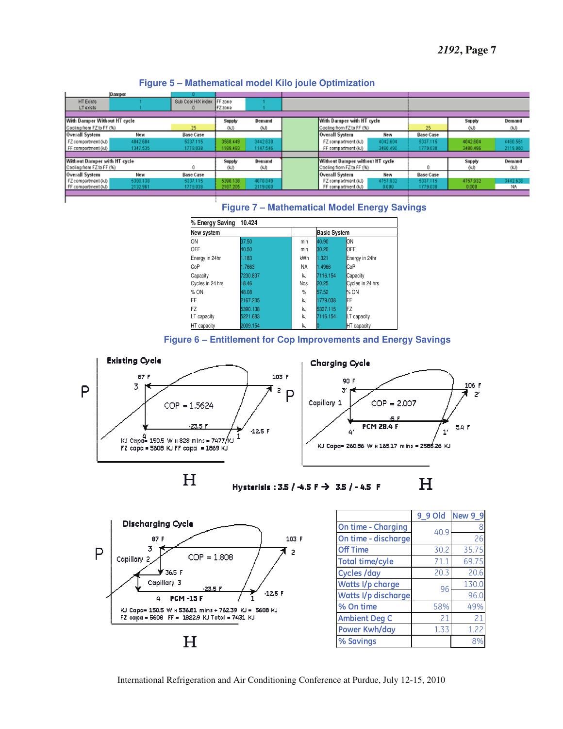**Figure 5 – Mathematical model Kilo joule Optimization**

| | | Damper | 0 | | |
|---|---|---|---|---|---|
| HT Exists | 1 | Sub Cool HX index | 0 | FF zone | 1 |
| LT exists | 1 | | | FZ zone | 1 |

| With Damper Without HT cycle | | | Supply | Demand |
|---|---|---|---|---|
| Cooling from FZ to FF (%) | | 25 | (kJ) | (kJ) |
| Overall System | New | Base Case | | |
| FZ compartment (kJ) | 4042.604 | 5337.115 | 3568.449 | 3442.630 |
| FF compartment (kJ) | 1347.535 | 1779.038 | 1189.483 | 1147.546 |

| With Damper with HT cycle | | | Supply | Demand |
|---|---|---|---|---|
| Cooling from FZ to FF (%) | | 25 | (kJ) | (kJ) |
| Overall System | New | Base Case | | |
| FZ compartment (kJ) | 4042.604 | 5337.115 | 4042.604 | 4460.561 |
| FF compartment (kJ) | 3480.496 | 1779.038 | 3480.496 | 2119.060 |

| Without Damper with HT cycle | | | Supply | Demand |
|---|---|---|---|---|
| Cooling from FZ to FF (%) | | 0 | (kJ) | (kJ) |
| Overall System | New | Base Case | | |
| FZ compartment (kJ) | 5390.138 | 5337.115 | 5390.138 | 4078.840 |
| FF compartment (kJ) | 2132.961 | 1779.038 | 2167.205 | 2119.000 |

| Without Damper without HT cycle | | | Supply | Demand |
|---|---|---|---|---|
| Cooling from FZ to FF (%) | | 0 | (kJ) | (kJ) |
| Overall System | New | Base Case | | |
| FZ compartment (kJ) | 4757.932 | 5337.115 | 4757.932 | 3442.630 |
| FF compartment (kJ) | 0.000 | 1779.038 | 0.000 | NA |

**Figure 7 – Mathematical Model Energy Savings**

| % Energy Saving | 10.424 | | | |
|---|---|---|---|---|
| New system | | | Basic System | |
| ON | 37.50 | min | 40.90 | ON |
| OFF | 40.50 | min | 30.20 | OFF |
| Energy in 24hr | 1.183 | kWh | 1.321 | Energy in 24hr |
| CoP | 1.7663 | NA | 1.4966 | CoP |
| Capacity | 7230.837 | kJ | 7116.154 | Capacity |
| Cycles in 24 hrs | 18.46 | Nos. | 20.25 | Cycles in 24 hrs |
| % ON | 48.08 | % | 57.52 | % ON |
| FF | 2167.205 | kJ | 1779.038 | FF |
| FZ | 5390.138 | kJ | 5337.115 | FZ |
| LT capacity | 5221.683 | kJ | 7116.154 | LT capacity |
| HT capacity | 2009.154 | kJ | 0 | HT capacity |

**Figure 6 – Entitlement for Cop Improvements and Energy Savings**

Existing Cycle: 87 F, 103 F, COP = 1.5624, -23.5 F, -12.5 F. KJ Capa= 150.5 W x 828 mins = 7477 KJ; FZ capa = 5608 KJ FF capa = 1869 KJ

Charging Cycle: 90 F, 106 F, Capillary 1, COP = 2.007, -5 F, PCM 28.4 F, 5.4 F. KJ Capa= 260.86 W x 165.17 mins = 2585.26 KJ

Hysterisis : 3.5 / -4.5 F → 3.5 / - 4.5 F

Discharging Cycle: 87 F, 103 F, Capillary 2, COP = 1.808, 36.5 F, Capillary 3, -23.5 F, PCM -15 F, -12.5 F. KJ Capa= 150.5 W x 536.81 mins + 762.39 KJ = 5608 KJ; FZ capa = 5608 FF = 1822.9 KJ Total = 7431 KJ

| | 9_9 Old | New 9_9 |
|---|---|---|
| On time - Charging | 40.9 | 8 |
| On time - discharge | | 26 |
| Off Time | 30.2 | 35.75 |
| Total time/cyle | 71.1 | 69.75 |
| Cycles /day | 20.3 | 20.6 |
| Watts I/p charge | 96 | 130.0 |
| Watts I/p discharge | | 96.0 |
| % On time | 58% | 49% |
| Ambient Deg C | 21 | 21 |
| Power Kwh/day | 1.33 | 1.22 |
| % Savings | | 8% |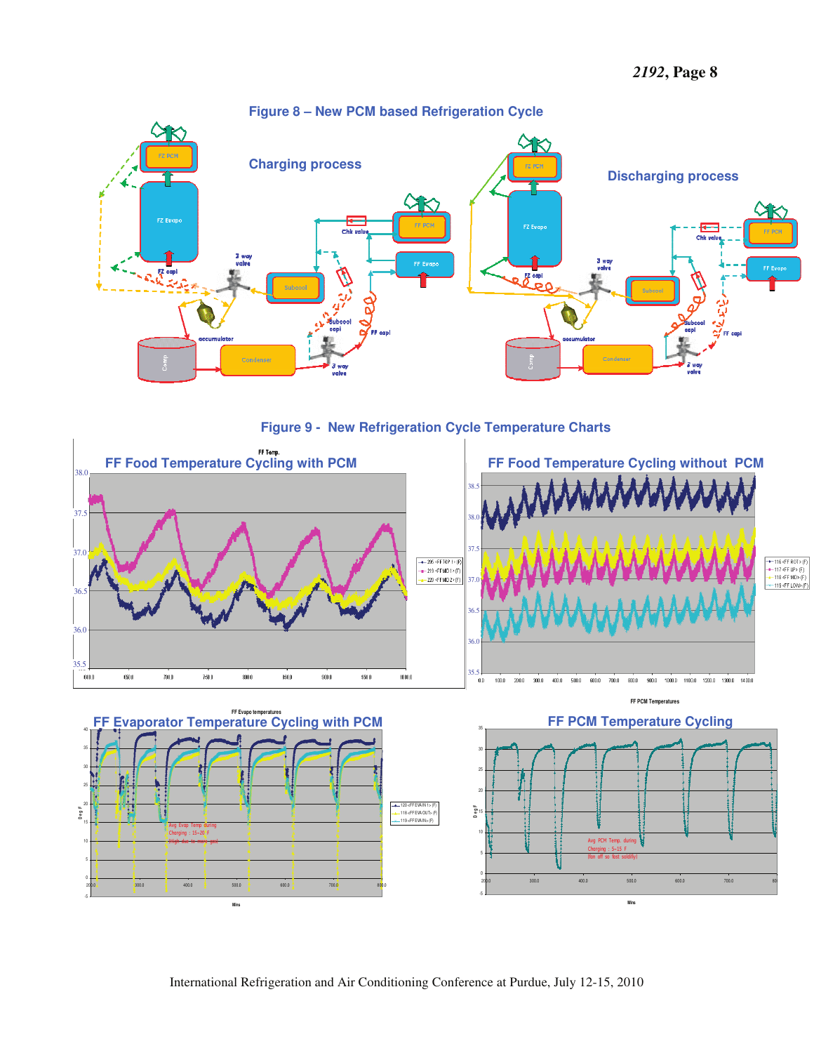**Figure 8 – New PCM based Refrigeration Cycle**

Charging process

FZ PCM

FZ Evapo

FZ capi

3 way valve

Subcool

Chk valve

FF PCM

FF Evapo

Subcool capi

FF capi

accumulator

Comp

Condenser

3 way valve

Discharging process

FZ PCM

FZ Evapo

FZ capi

3 way valve

Subcool

Chk valve

FF PCM

FF Evapo

Subcool capi

FF capi

accumulator

Comp

Condenser

3 way valve

**Figure 9 - New Refrigeration Cycle Temperature Charts**

FF Temp.

FF Food Temperature Cycling with PCM

38.0
37.5
37.0
36.5
36.0
35.5

600.0 650.0 700.0 750.0 800.0 850.0 900.0 950.0 1000.0

206 <FF TOP 1> (F)
219 <FF MID 1> (F)
220 <FF MID 2> (F)

FF Food Temperature Cycling without PCM

38.5
38.0
37.5
37.0
36.5
36.0
35.5

0.0 100.0 200.0 300.0 400.0 500.0 600.0 700.0 800.0 900.0 1000.0 1100.0 1200.0 1300.0 1400.0

116 <FF ROT> (F)
117 <FF UP> (F)
118 <FF MID> (F)
119 <FF LOW> (F)

FF Evapo temperatures

FF Evaporator Temperature Cycling with PCM

Deg F

40
35
30
25
20
15
10
5
0
-5

200.0 300.0 400.0 500.0 600.0 700.0 800.0

Mins

Avg Evap Temp during Charging : 15-20 F (High due to more gas)

120 <FF EVAP IN 1> (F)
118 <FF EVAP OUT> (F)
119 <FF EVAP IN> (F)

FF PCM Temperatures

FF PCM Temperature Cycling

Deg F

35
30
25
20
15
10
5
0
-5

200.0 300.0 400.0 500.0 600.0 700.0 800

Mins

Avg PCM Temp. during Charging : 5-15 F (fan off so fast solidify)